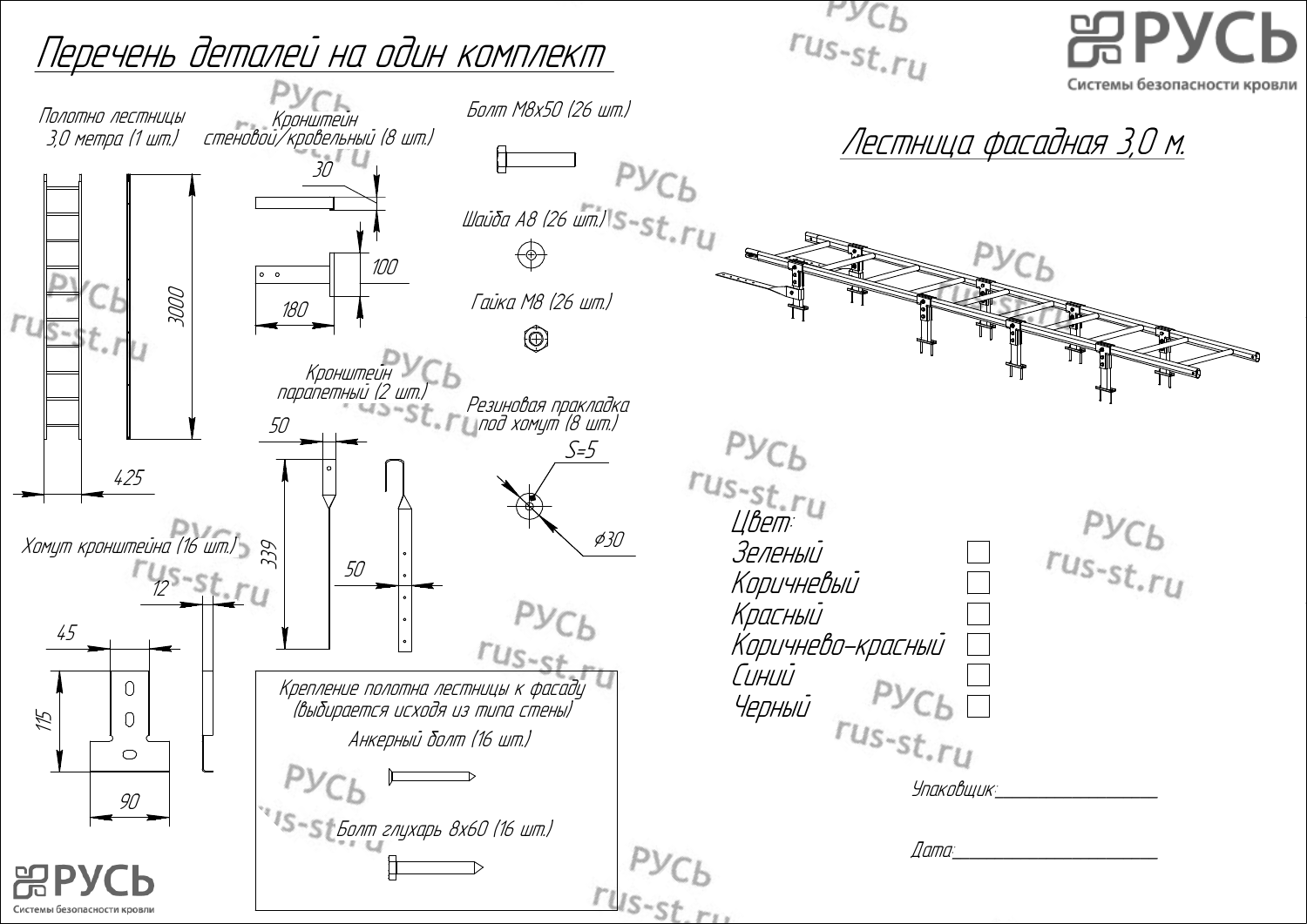# Перечень деталей на один комплект

## Лестница фасадная 3,0 м.

Полотно лестницы 3,0 метра (1 шт.)

3000

425

Кронштейн стеновой/кровельный (8 шт.)

30

100

180

Болт М8х50 (26 шт.)

Шайба А8 (26 шт.)

Гайка М8 (26 шт.)

Кронштейн парапетный (2 шт.)

50

339

50

Резиновая прокладка под хомут (8 шт.)

S=5

⌀30

Хомут кронштейна (16 шт.)

12

45

115

90

Крепление полотна лестницы к фасаду (выбирается исходя из типа стены)

Анкерный болт (16 шт.)

Болт глухарь 8х60 (16 шт.)

Цвет:

- Зеленый ☐
- Коричневый ☐
- Красный ☐
- Коричнево-красный ☐
- Синий ☐
- Черный ☐

Упаковщик:\_\_\_\_\_\_\_\_\_\_\_\_\_\_\_\_\_\_

Дата:\_\_\_\_\_\_\_\_\_\_\_\_\_\_\_\_\_\_

РУСЬ Системы безопасности кровли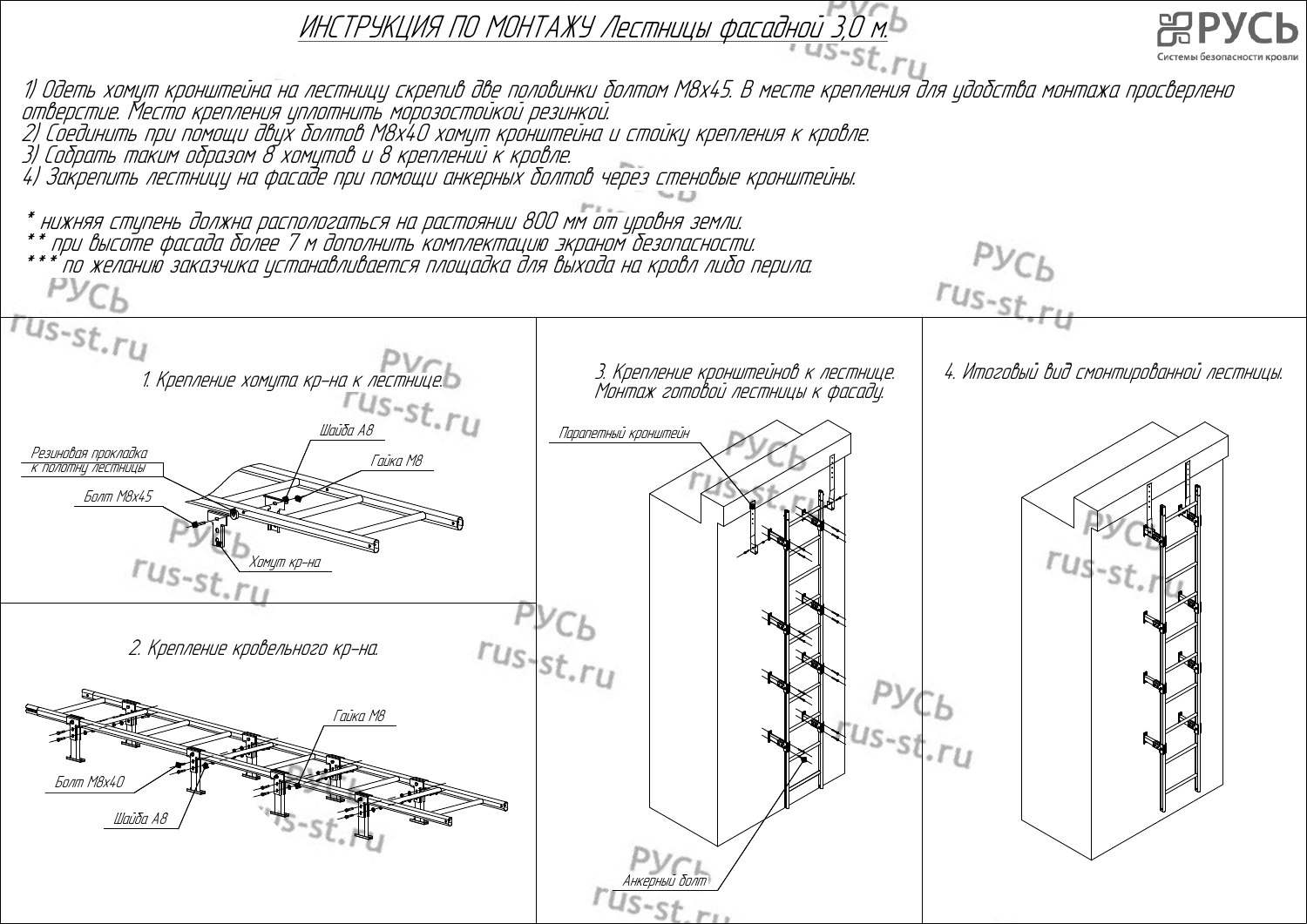# ИНСТРУКЦИЯ ПО МОНТАЖУ Лестницы фасадной 3,0 м.

РУСЬ
Системы безопасности кровли

1) Одеть хомут кронштейна на лестницу скрепив две половинки болтом М8х45. В месте крепления для удобства монтажа просверлено отверстие. Место крепления уплотнить морозостойкой резинкой.
2) Соединить при помощи двух болтов М8х40 хомут кронштейна и стойку крепления к кровле.
3) Собрать таким образом 8 хомутов и 8 креплений к кровле.
4) Закрепить лестницу на фасаде при помощи анкерных болтов через стеновые кронштейны.

\* нижняя ступень должна располагаться на растоянии 800 мм от уровня земли.
\** при высоте фасада более 7 м дополнить комплектацию экраном безопасности.
\*** по желанию заказчика устанавливается площадка для выхода на кровл либо перила.

1. Крепление хомута кр-на к лестнице.

Шайба А8
Резиновая прокладка к полотну лестницы
Гайка М8
Болт М8х45
Хомут кр-на

2. Крепление кровельного кр-на.

Гайка М8
Болт М8х40
Шайба А8

3. Крепление кронштейнов к лестнице. Монтаж готовой лестницы к фасаду.

Парапетный кронштейн
Анкерный болт

4. Итоговый вид смонтированной лестницы.